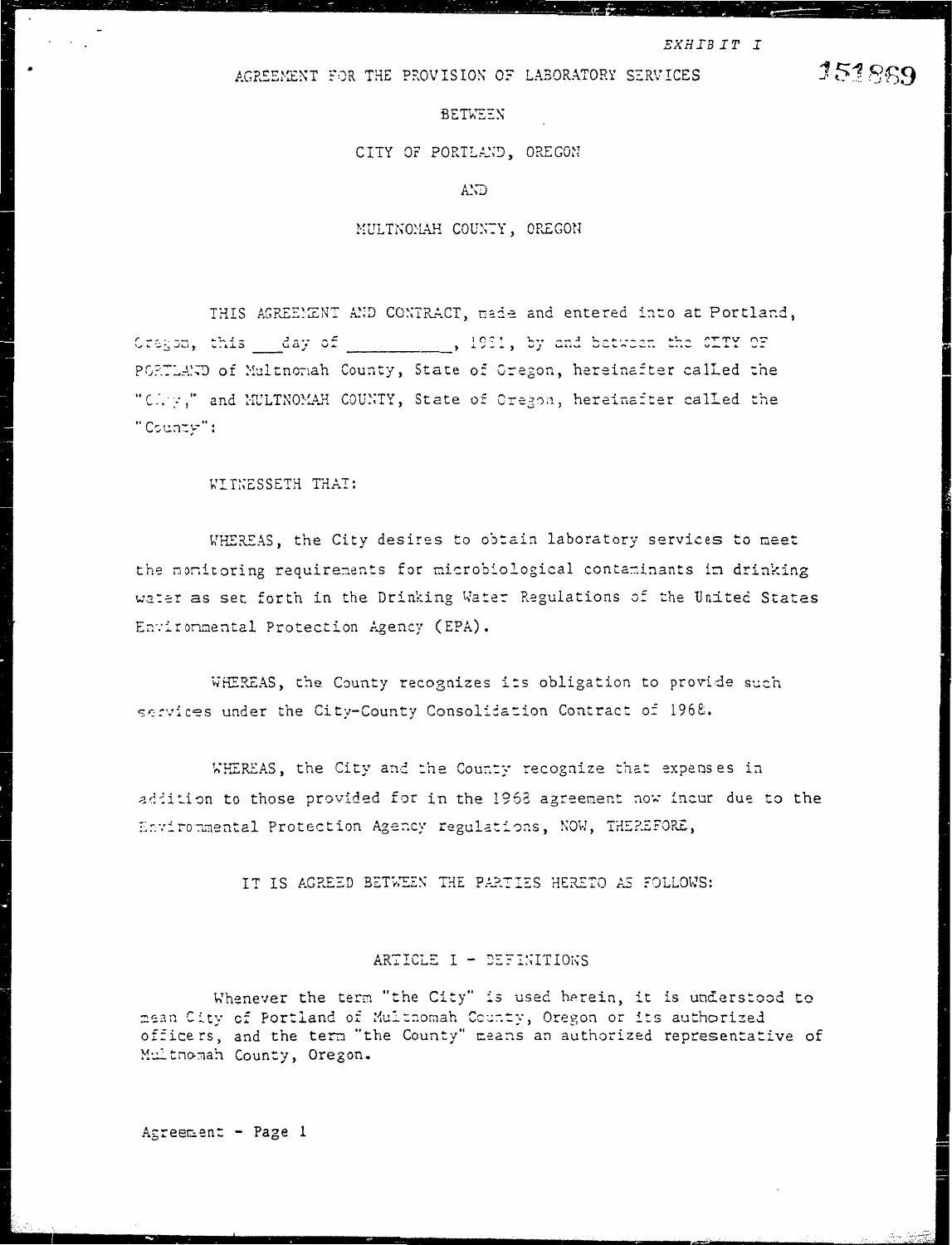*EXHIBIT I*

151869

AGREEMENT FOR THE PROVISION OF LABORATORY SERVICES

BETWEEN

CITY OF PORTLAND, OREGON

AND

MULTNOMAH COUNTY, OREGON

THIS AGREEMENT AND CONTRACT, made and entered into at Portland, Oregon, this ___ day of __________, 1981, by and between the CITY OF PORTLAND of Multnomah County, State of Oregon, hereinafter called the "City," and MULTNOMAH COUNTY, State of Oregon, hereinafter called the "County":

WITNESSETH THAT:

WHEREAS, the City desires to obtain laboratory services to meet the monitoring requirements for microbiological contaminants in drinking water as set forth in the Drinking Water Regulations of the United States Environmental Protection Agency (EPA).

WHEREAS, the County recognizes its obligation to provide such services under the City-County Consolidation Contract of 1968.

WHEREAS, the City and the County recognize that expenses in addition to those provided for in the 1968 agreement now incur due to the Environmental Protection Agency regulations, NOW, THEREFORE,

IT IS AGREED BETWEEN THE PARTIES HERETO AS FOLLOWS:

## ARTICLE I - DEFINITIONS

Whenever the term "the City" is used herein, it is understood to mean City of Portland of Multnomah County, Oregon or its authorized officers, and the term "the County" means an authorized representative of Multnomah County, Oregon.

Agreement - Page 1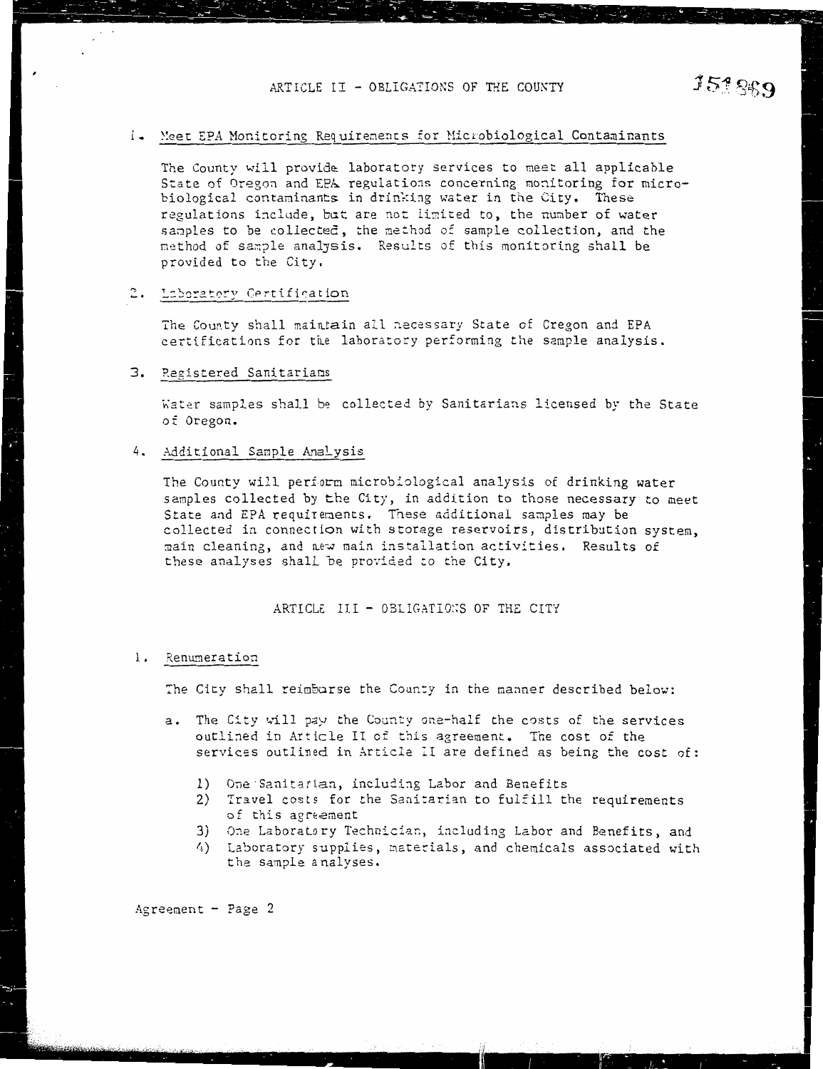## ARTICLE II - OBLIGATIONS OF THE COUNTY

### 1. Meet EPA Monitoring Requirements for Microbiological Contaminants

The County will provide laboratory services to meet all applicable State of Oregon and EPA regulations concerning monitoring for microbiological contaminants in drinking water in the City. These regulations include, but are not limited to, the number of water samples to be collected, the method of sample collection, and the method of sample analysis. Results of this monitoring shall be provided to the City.

### 2. Laboratory Certification

The County shall maintain all necessary State of Oregon and EPA certifications for the laboratory performing the sample analysis.

### 3. Registered Sanitarians

Water samples shall be collected by Sanitarians licensed by the State of Oregon.

### 4. Additional Sample Analysis

The County will perform microbiological analysis of drinking water samples collected by the City, in addition to those necessary to meet State and EPA requirements. These additional samples may be collected in connection with storage reservoirs, distribution system, main cleaning, and new main installation activities. Results of these analyses shall be provided to the City.

## ARTICLE III - OBLIGATIONS OF THE CITY

### 1. Renumeration

The City shall reimburse the County in the manner described below:

a. The City will pay the County one-half the costs of the services outlined in Article II of this agreement. The cost of the services outlined in Article II are defined as being the cost of:

1) One Sanitarian, including Labor and Benefits
2) Travel costs for the Sanitarian to fulfill the requirements of this agreement
3) One Laboratory Technician, including Labor and Benefits, and
4) Laboratory supplies, materials, and chemicals associated with the sample analyses.

Agreement - Page 2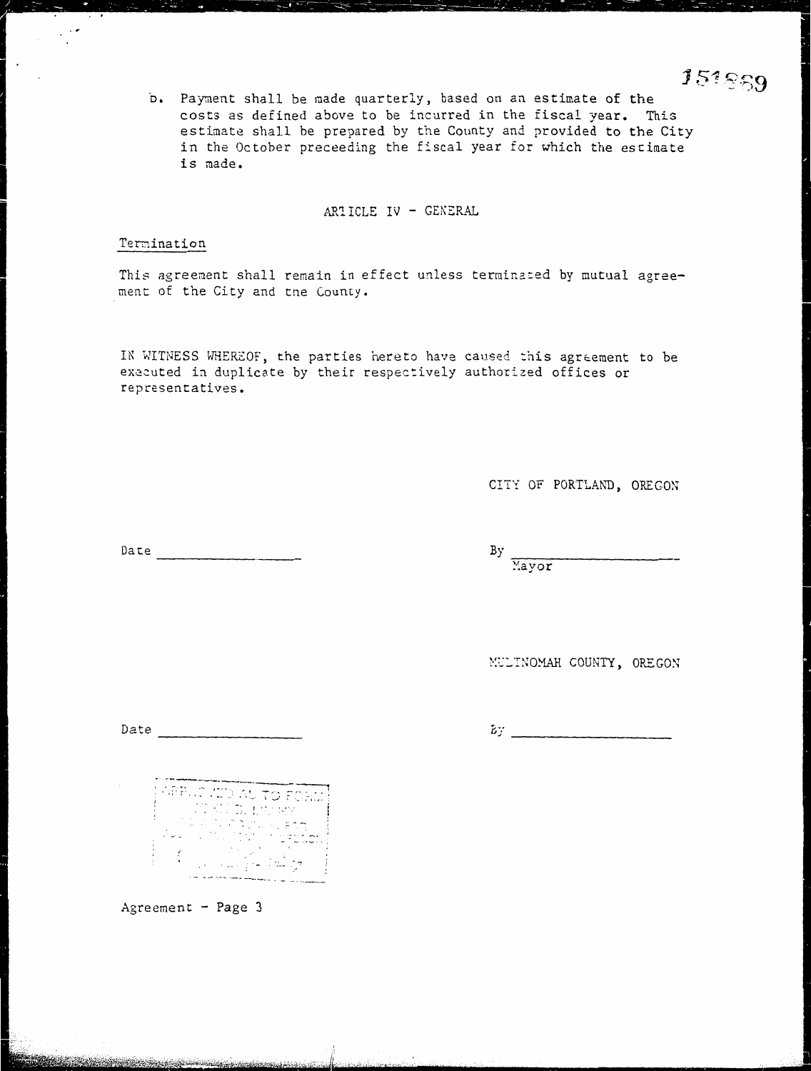151889

b. Payment shall be made quarterly, based on an estimate of the costs as defined above to be incurred in the fiscal year. This estimate shall be prepared by the County and provided to the City in the October preceeding the fiscal year for which the estimate is made.

## ARTICLE IV - GENERAL

Termination

This agreement shall remain in effect unless terminated by mutual agreement of the City and the County.

IN WITNESS WHEREOF, the parties hereto have caused this agreement to be executed in duplicate by their respectively authorized offices or representatives.

CITY OF PORTLAND, OREGON

Date ____________________ By ____________________
Mayor

MULTNOMAH COUNTY, OREGON

Date ____________________ By ____________________

APPROVED AS TO FORM

Agreement - Page 3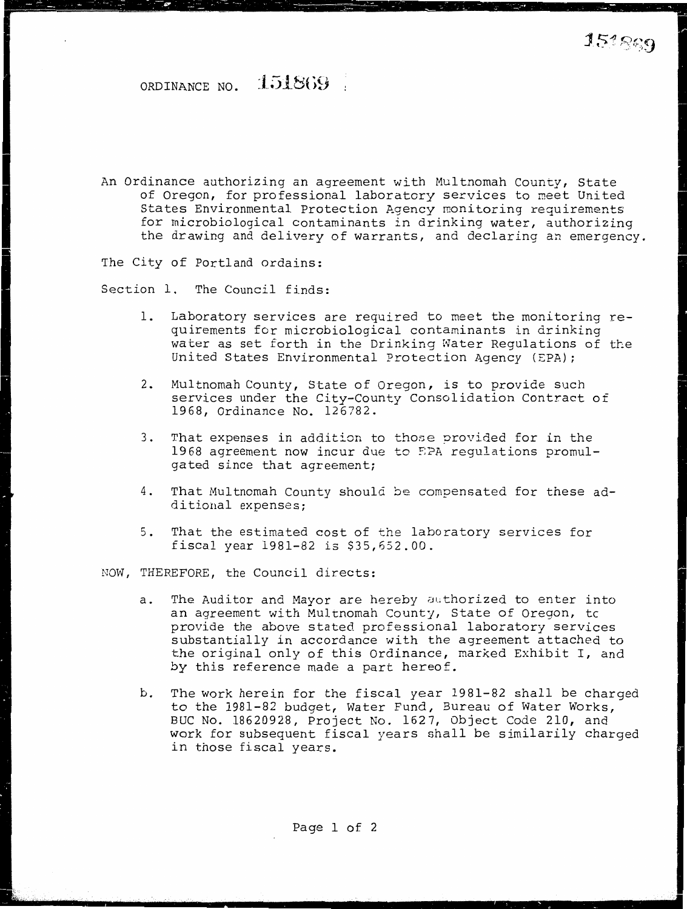ORDINANCE NO. 151869

An Ordinance authorizing an agreement with Multnomah County, State of Oregon, for professional laboratory services to meet United States Environmental Protection Agency monitoring requirements for microbiological contaminants in drinking water, authorizing the drawing and delivery of warrants, and declaring an emergency.

The City of Portland ordains:

Section 1. The Council finds:

1. Laboratory services are required to meet the monitoring requirements for microbiological contaminants in drinking water as set forth in the Drinking Water Regulations of the United States Environmental Protection Agency (EPA);

2. Multnomah County, State of Oregon, is to provide such services under the City-County Consolidation Contract of 1968, Ordinance No. 126782.

3. That expenses in addition to those provided for in the 1968 agreement now incur due to EPA regulations promulgated since that agreement;

4. That Multnomah County should be compensated for these additional expenses;

5. That the estimated cost of the laboratory services for fiscal year 1981-82 is $35,652.00.

NOW, THEREFORE, the Council directs:

a. The Auditor and Mayor are hereby authorized to enter into an agreement with Multnomah County, State of Oregon, to provide the above stated professional laboratory services substantially in accordance with the agreement attached to the original only of this Ordinance, marked Exhibit I, and by this reference made a part hereof.

b. The work herein for the fiscal year 1981-82 shall be charged to the 1981-82 budget, Water Fund, Bureau of Water Works, BUC No. 18620928, Project No. 1627, Object Code 210, and work for subsequent fiscal years shall be similarily charged in those fiscal years.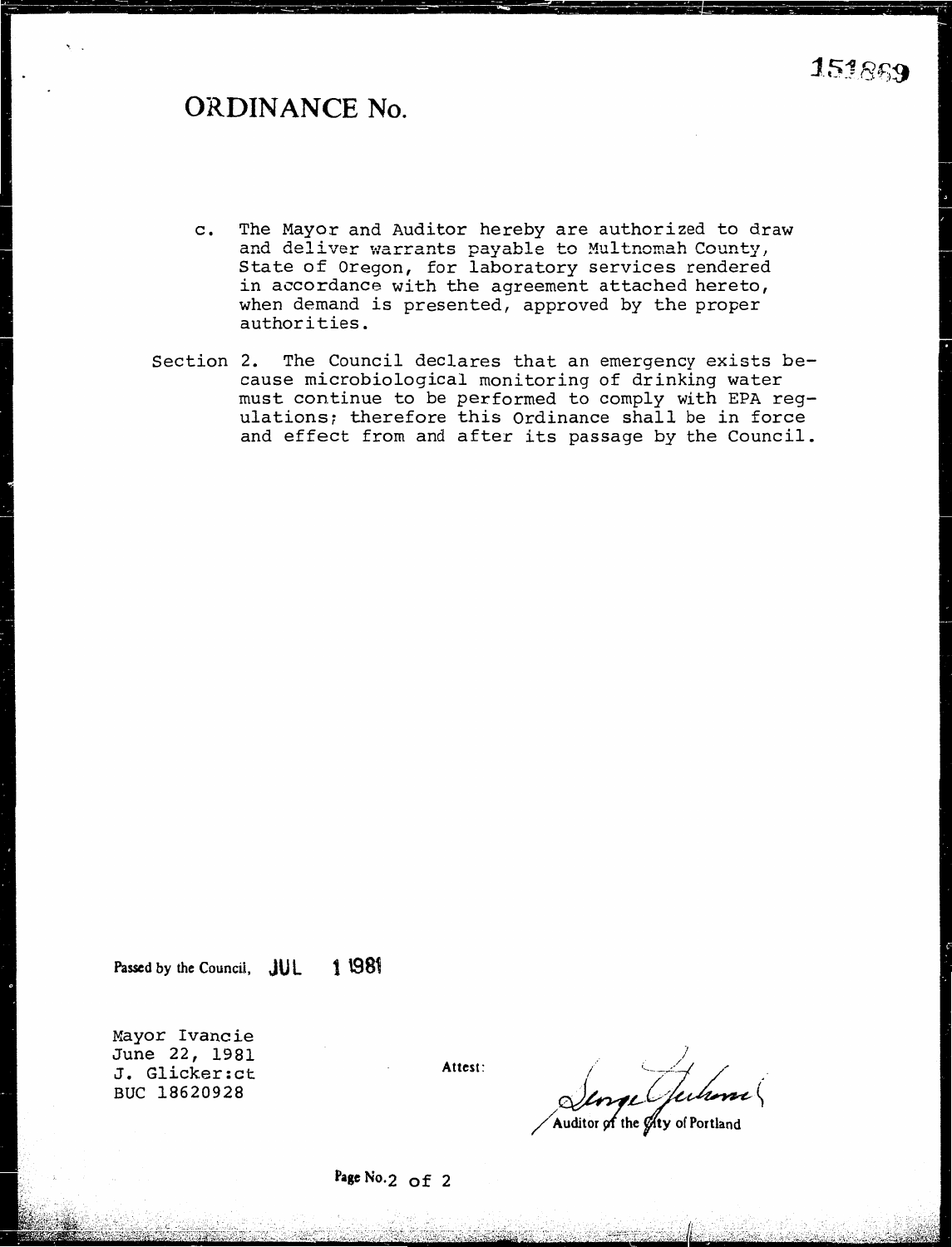151869

# ORDINANCE No.

c. The Mayor and Auditor hereby are authorized to draw and deliver warrants payable to Multnomah County, State of Oregon, for laboratory services rendered in accordance with the agreement attached hereto, when demand is presented, approved by the proper authorities.

Section 2. The Council declares that an emergency exists because microbiological monitoring of drinking water must continue to be performed to comply with EPA regulations; therefore this Ordinance shall be in force and effect from and after its passage by the Council.

Passed by the Council, JUL 1 1981

Mayor Ivancie
June 22, 1981
J. Glicker:ct
BUC 18620928

Attest:

Auditor of the City of Portland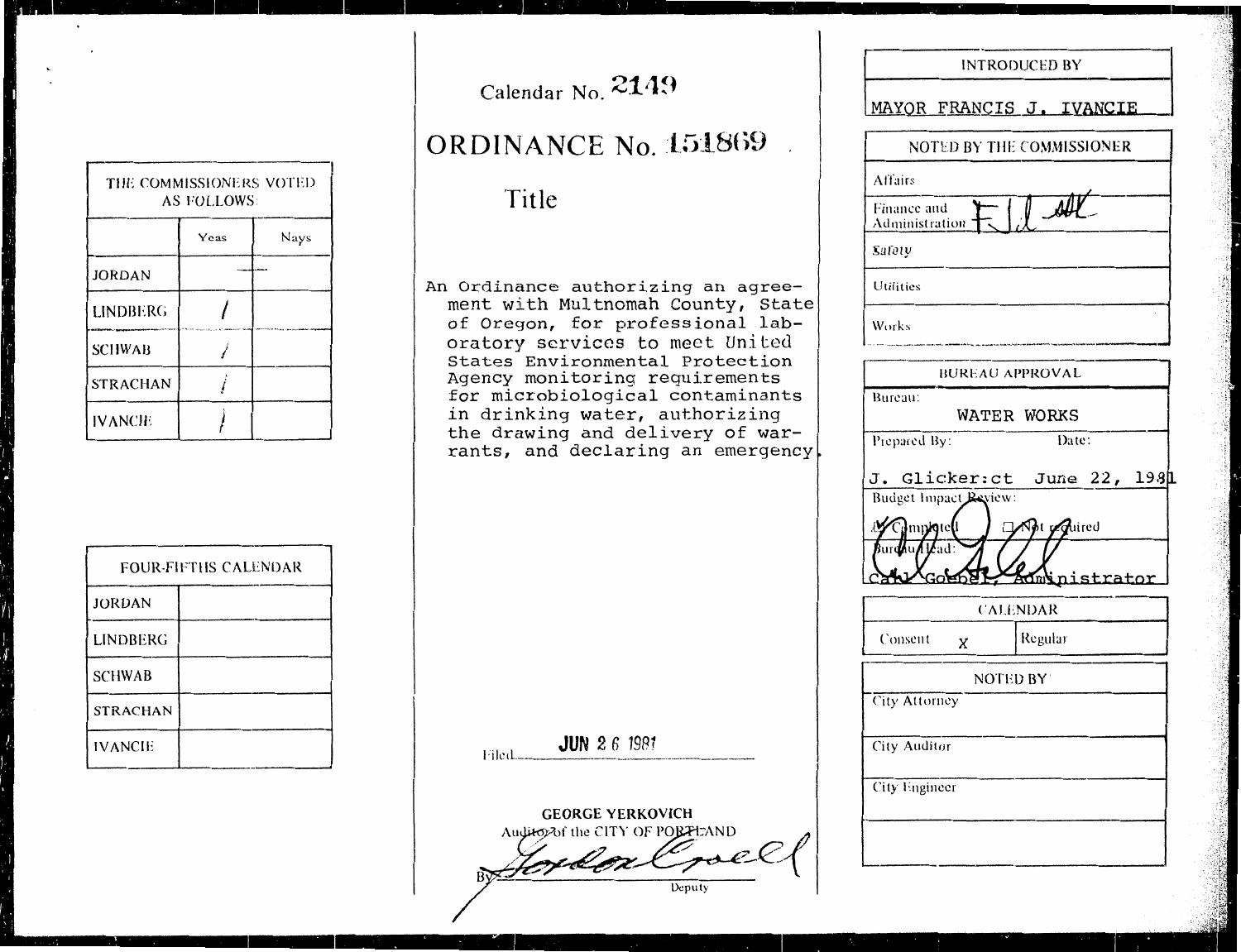| THE COMMISSIONERS VOTED AS FOLLOWS | | |
|---|---|---|
| | Yeas | Nays |
| JORDAN | | — |
| LINDBERG | / | |
| SCHWAB | / | |
| STRACHAN | / | |
| IVANCIE | / | |

| FOUR-FIFTHS CALENDAR | |
|---|---|
| JORDAN | |
| LINDBERG | |
| SCHWAB | |
| STRACHAN | |
| IVANCIE | |

Calendar No. 2149

# ORDINANCE No. 151869

## Title

An Ordinance authorizing an agreement with Multnomah County, State of Oregon, for professional laboratory services to meet United States Environmental Protection Agency monitoring requirements for microbiological contaminants in drinking water, authorizing the drawing and delivery of warrants, and declaring an emergency.

Filed JUN 26 1981

GEORGE YERKOVICH
Auditor of the CITY OF PORTLAND

By [signature]
Deputy

| INTRODUCED BY |
|---|
| MAYOR FRANCIS J. IVANCIE |

| NOTED BY THE COMMISSIONER |
|---|
| Affairs |
| Finance and Administration [signature] |
| Safety |
| Utilities |
| Works |

| BUREAU APPROVAL | |
|---|---|
| Bureau: WATER WORKS | |
| Prepared By: J. Glicker:ct | Date: June 22, 1981 |
| Budget Impact Review: ☑ Completed | ☐ Not required |
| Bureau Head: [signature] Carl Goebel, Administrator | |

| CALENDAR | |
|---|---|
| Consent X | Regular |

| NOTED BY |
|---|
| City Attorney |
| City Auditor |
| City Engineer |